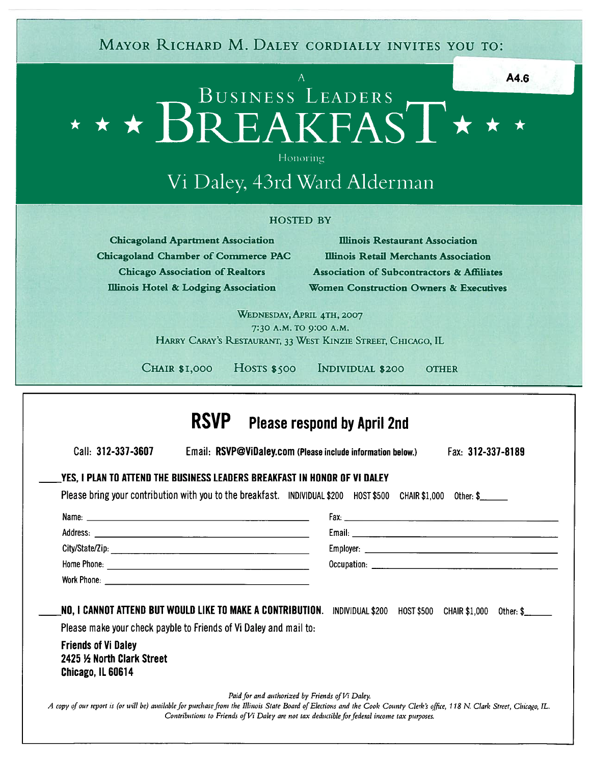Mayor Richard M. Daley cordially invites you to:

A4.6

# A Business Leaders ★ ★ ★ Breakfast ★ ★ ★

Honoring

## Vi Daley, 43rd Ward Alderman

**HOSTED BY**

**Chicagoland Apartment Association**
**Chicagoland Chamber of Commerce PAC**
**Chicago Association of Realtors**
**Illinois Hotel & Lodging Association**
**Illinois Restaurant Association**
**Illinois Retail Merchants Association**
**Association of Subcontractors & Affiliates**
**Women Construction Owners & Executives**

Wednesday, April 4th, 2007
7:30 a.m. to 9:00 a.m.
Harry Caray's Restaurant, 33 West Kinzie Street, Chicago, IL

Chair $1,000 Hosts $500 Individual $200 Other

## RSVP Please respond by April 2nd

Call: **312-337-3607** Email: **RSVP@ViDaley.com** (Please include information below.) Fax: **312-337-8189**

____**YES, I PLAN TO ATTEND THE BUSINESS LEADERS BREAKFAST IN HONOR OF VI DALEY**

Please bring your contribution with you to the breakfast. INDIVIDUAL $200 HOST $500 CHAIR $1,000 Other: $______

Name: ____________________
Address: ____________________
City/State/Zip: ____________________
Home Phone: ____________________
Work Phone: ____________________
Fax: ____________________
Email: ____________________
Employer: ____________________
Occupation: ____________________

____**NO, I CANNOT ATTEND BUT WOULD LIKE TO MAKE A CONTRIBUTION.** INDIVIDUAL $200 HOST $500 CHAIR $1,000 Other: $______

Please make your check payble to Friends of Vi Daley and mail to:

**Friends of Vi Daley**
**2425 ½ North Clark Street**
**Chicago, IL 60614**

*Paid for and authorized by Friends of Vi Daley.*
*A copy of our report is (or will be) available for purchase from the Illinois State Board of Elections and the Cook County Clerk's office, 118 N. Clark Street, Chicago, IL.*
*Contributions to Friends of Vi Daley are not tax deductible for federal income tax purposes.*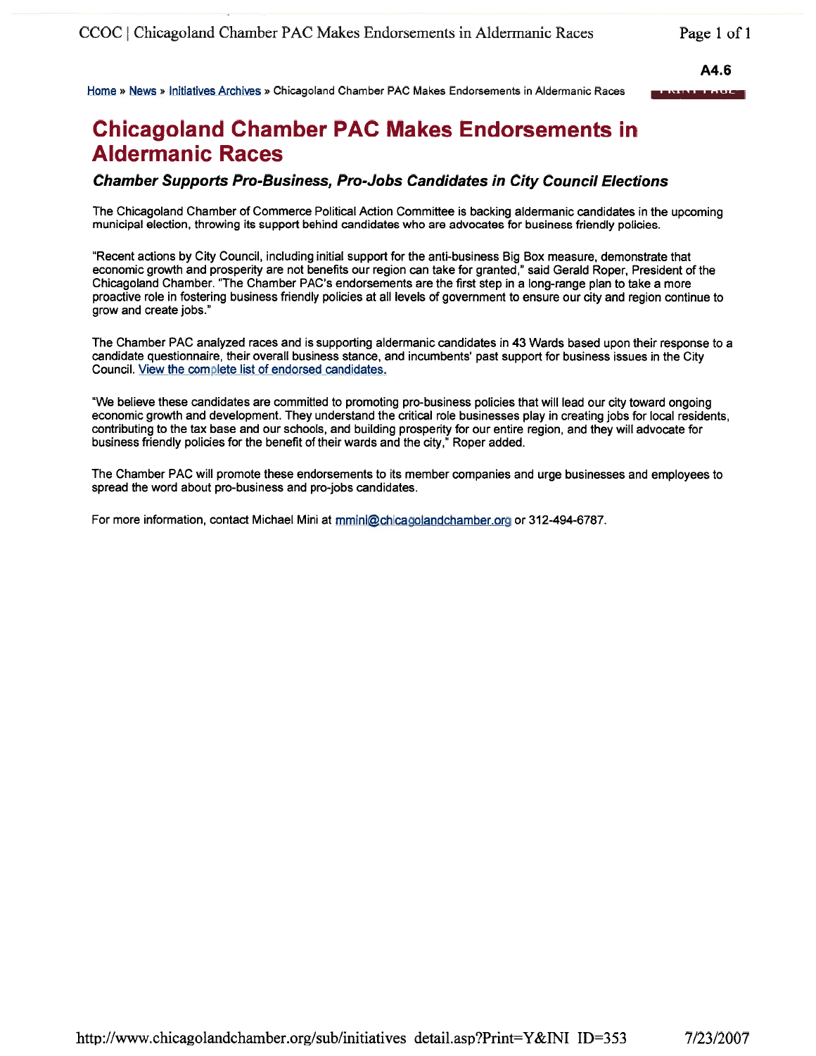A4.6

Home » News » Initiatives Archives » Chicagoland Chamber PAC Makes Endorsements in Aldermanic Races

# Chicagoland Chamber PAC Makes Endorsements in Aldermanic Races

### *Chamber Supports Pro-Business, Pro-Jobs Candidates in City Council Elections*

The Chicagoland Chamber of Commerce Political Action Committee is backing aldermanic candidates in the upcoming municipal election, throwing its support behind candidates who are advocates for business friendly policies.

"Recent actions by City Council, including initial support for the anti-business Big Box measure, demonstrate that economic growth and prosperity are not benefits our region can take for granted," said Gerald Roper, President of the Chicagoland Chamber. "The Chamber PAC's endorsements are the first step in a long-range plan to take a more proactive role in fostering business friendly policies at all levels of government to ensure our city and region continue to grow and create jobs."

The Chamber PAC analyzed races and is supporting aldermanic candidates in 43 Wards based upon their response to a candidate questionnaire, their overall business stance, and incumbents' past support for business issues in the City Council. View the complete list of endorsed candidates.

"We believe these candidates are committed to promoting pro-business policies that will lead our city toward ongoing economic growth and development. They understand the critical role businesses play in creating jobs for local residents, contributing to the tax base and our schools, and building prosperity for our entire region, and they will advocate for business friendly policies for the benefit of their wards and the city," Roper added.

The Chamber PAC will promote these endorsements to its member companies and urge businesses and employees to spread the word about pro-business and pro-jobs candidates.

For more information, contact Michael Mini at mmini@chicagolandchamber.org or 312-494-6787.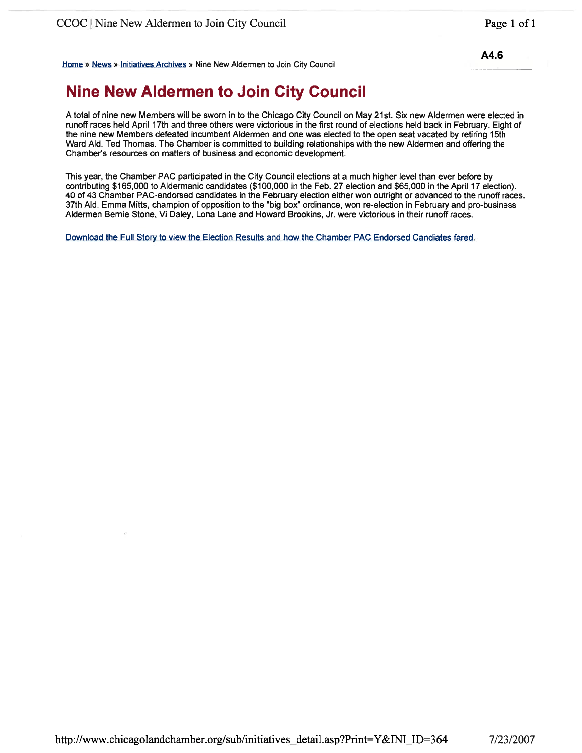A4.6

Home » News » Initiatives Archives » Nine New Aldermen to Join City Council

# Nine New Aldermen to Join City Council

A total of nine new Members will be sworn in to the Chicago City Council on May 21st. Six new Aldermen were elected in runoff races held April 17th and three others were victorious in the first round of elections held back in February. Eight of the nine new Members defeated incumbent Aldermen and one was elected to the open seat vacated by retiring 15th Ward Ald. Ted Thomas. The Chamber is committed to building relationships with the new Aldermen and offering the Chamber's resources on matters of business and economic development.

This year, the Chamber PAC participated in the City Council elections at a much higher level than ever before by contributing $165,000 to Aldermanic candidates ($100,000 in the Feb. 27 election and $65,000 in the April 17 election). 40 of 43 Chamber PAC-endorsed candidates in the February election either won outright or advanced to the runoff races. 37th Ald. Emma Mitts, champion of opposition to the "big box" ordinance, won re-election in February and pro-business Aldermen Bernie Stone, Vi Daley, Lona Lane and Howard Brookins, Jr. were victorious in their runoff races.

Download the Full Story to view the Election Results and how the Chamber PAC Endorsed Candiates fared.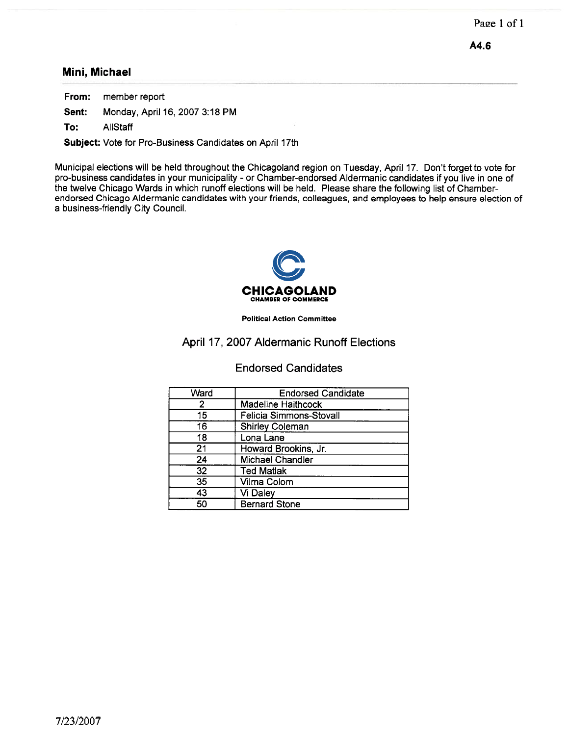A4.6

## Mini, Michael

**From:** member report

**Sent:** Monday, April 16, 2007 3:18 PM

**To:** AllStaff

**Subject:** Vote for Pro-Business Candidates on April 17th

Municipal elections will be held throughout the Chicagoland region on Tuesday, April 17. Don't forget to vote for pro-business candidates in your municipality - or Chamber-endorsed Aldermanic candidates if you live in one of the twelve Chicago Wards in which runoff elections will be held. Please share the following list of Chamber-endorsed Chicago Aldermanic candidates with your friends, colleagues, and employees to help ensure election of a business-friendly City Council.

**CHICAGOLAND**
**CHAMBER OF COMMERCE**

**Political Action Committee**

### April 17, 2007 Aldermanic Runoff Elections

### Endorsed Candidates

| Ward | Endorsed Candidate |
|---|---|
| 2 | Madeline Haithcock |
| 15 | Felicia Simmons-Stovall |
| 16 | Shirley Coleman |
| 18 | Lona Lane |
| 21 | Howard Brookins, Jr. |
| 24 | Michael Chandler |
| 32 | Ted Matlak |
| 35 | Vilma Colom |
| 43 | Vi Daley |
| 50 | Bernard Stone |

7/23/2007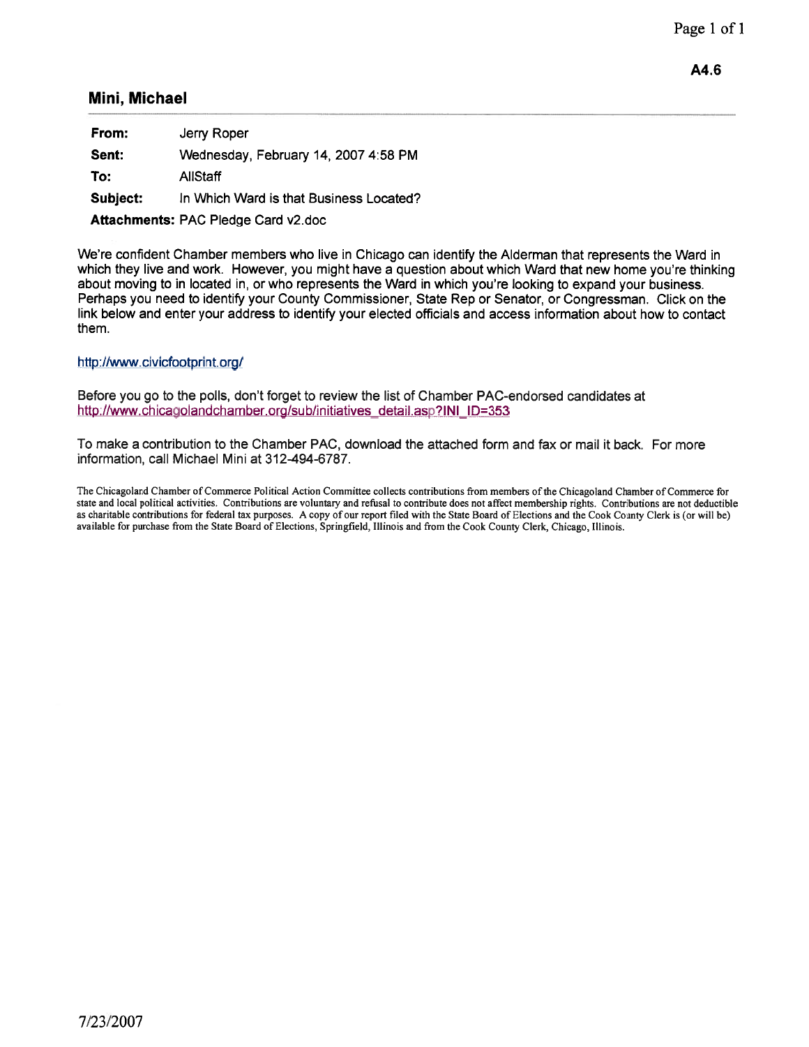A4.6

## Mini, Michael

| | |
|---|---|
| **From:** | Jerry Roper |
| **Sent:** | Wednesday, February 14, 2007 4:58 PM |
| **To:** | AllStaff |
| **Subject:** | In Which Ward is that Business Located? |
| **Attachments:** | PAC Pledge Card v2.doc |

We're confident Chamber members who live in Chicago can identify the Alderman that represents the Ward in which they live and work. However, you might have a question about which Ward that new home you're thinking about moving to in located in, or who represents the Ward in which you're looking to expand your business. Perhaps you need to identify your County Commissioner, State Rep or Senator, or Congressman. Click on the link below and enter your address to identify your elected officials and access information about how to contact them.

http://www.civicfootprint.org/

Before you go to the polls, don't forget to review the list of Chamber PAC-endorsed candidates at http://www.chicagolandchamber.org/sub/initiatives_detail.asp?INI_ID=353

To make a contribution to the Chamber PAC, download the attached form and fax or mail it back. For more information, call Michael Mini at 312-494-6787.

The Chicagoland Chamber of Commerce Political Action Committee collects contributions from members of the Chicagoland Chamber of Commerce for state and local political activities. Contributions are voluntary and refusal to contribute does not affect membership rights. Contributions are not deductible as charitable contributions for federal tax purposes. A copy of our report filed with the State Board of Elections and the Cook County Clerk is (or will be) available for purchase from the State Board of Elections, Springfield, Illinois and from the Cook County Clerk, Chicago, Illinois.

7/23/2007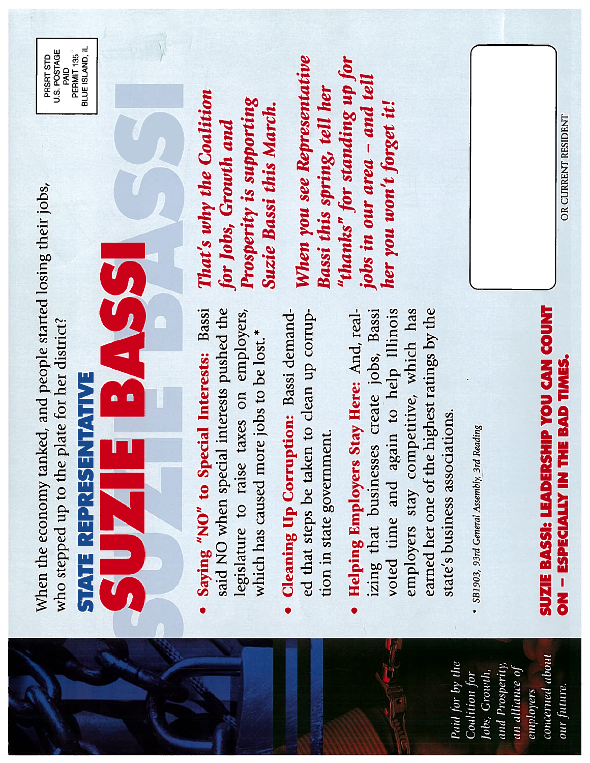PRSRT STD
U.S. POSTAGE
PAID
PERMIT 135
BLUE ISLAND, IL

When the economy tanked, and people started losing their jobs, who stepped up to the plate for her district?

## STATE REPRESENTATIVE

# SUZIE BASSI

- **Saying "NO" to Special Interests:** Bassi said NO when special interests pushed the legislature to raise taxes on employers, which has caused more jobs to be lost.*
- **Cleaning Up Corruption:** Bassi demanded that steps be taken to clean up corruption in state government.
- **Helping Employers Stay Here:** And, realizing that businesses create jobs, Bassi voted time and again to help Illinois employers stay competitive, which has earned her one of the highest ratings by the state's business associations.

*That's why the Coalition for Jobs, Growth and Prosperity is supporting Suzie Bassi this March.*

*When you see Representative Bassi this spring, tell her "thanks" for standing up for jobs in our area – and tell her you won't forget it!*

\* *SB1903, 93rd General Assembly, 3rd Reading*

**SUZIE BASSI: LEADERSHIP YOU CAN COUNT ON – ESPECIALLY IN THE BAD TIMES.**

OR CURRENT RESIDENT

*Paid for by the Coalition for Jobs, Growth, and Prosperity, an alliance of employers concerned about our future.*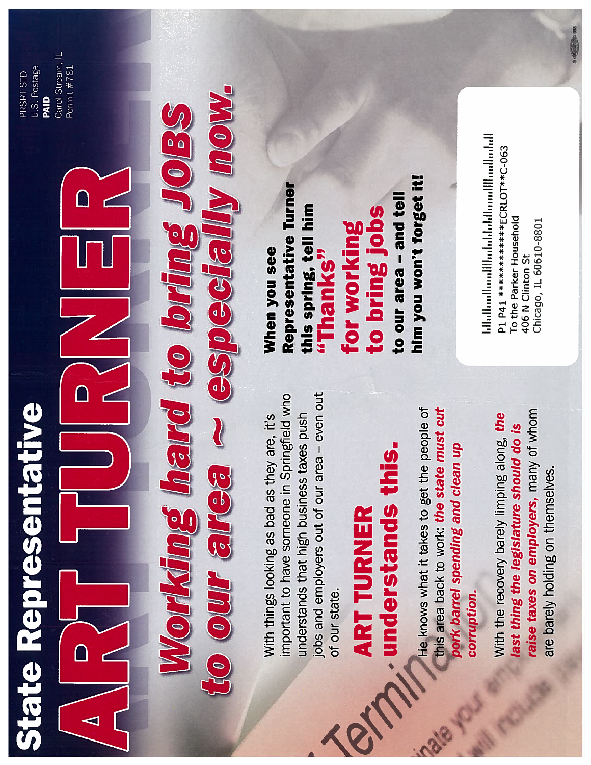PRSRT STD
U.S. Postage
**PAID**
Carol Stream, IL
Permit #781

# State Representative ART TURNER

## Working hard to bring JOBS to our area ~ especially now.

With things looking as bad as they are, it's important to have someone in Springfield who understands that high business taxes push jobs and employers out of our area – even out of our state.

### ART TURNER understands this.

He knows what it takes to get the people of this area back to work: ***the state must cut pork barrel spending and clean up corruption.***

With the recovery barely limping along, ***the last thing the legislature should do is raise taxes on employers,*** many of whom are barely holding on themselves.

**When you see Representative Turner this spring, tell him "Thanks" for working to bring jobs to our area – and tell him you won't forget it!**

P1 P41 ************ECRLOT**C-063
To the Parker Household
406 N Clinton St
Chicago, IL 60610-8801